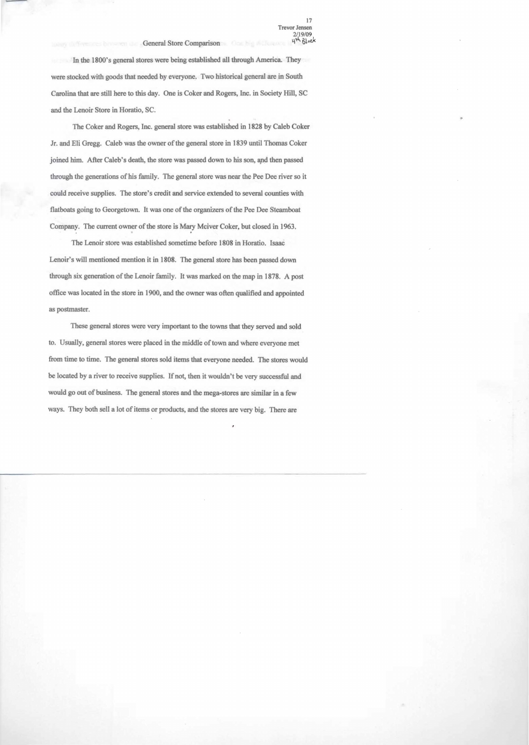Trevor Jensen
2/19/09
4th Block

# General Store Comparison

In the 1800's general stores were being established all through America. They were stocked with goods that needed by everyone. Two historical general are in South Carolina that are still here to this day. One is Coker and Rogers, Inc. in Society Hill, SC and the Lenoir Store in Horatio, SC.

The Coker and Rogers, Inc. general store was established in 1828 by Caleb Coker Jr. and Eli Gregg. Caleb was the owner of the general store in 1839 until Thomas Coker joined him. After Caleb's death, the store was passed down to his son, and then passed through the generations of his family. The general store was near the Pee Dee river so it could receive supplies. The store's credit and service extended to several counties with flatboats going to Georgetown. It was one of the organizers of the Pee Dee Steamboat Company. The current owner of the store is Mary Mciver Coker, but closed in 1963.

The Lenoir store was established sometime before 1808 in Horatio. Isaac Lenoir's will mentioned mention it in 1808. The general store has been passed down through six generation of the Lenoir family. It was marked on the map in 1878. A post office was located in the store in 1900, and the owner was often qualified and appointed as postmaster.

These general stores were very important to the towns that they served and sold to. Usually, general stores were placed in the middle of town and where everyone met from time to time. The general stores sold items that everyone needed. The stores would be located by a river to receive supplies. If not, then it wouldn't be very successful and would go out of business. The general stores and the mega-stores are similar in a few ways. They both sell a lot of items or products, and the stores are very big. There are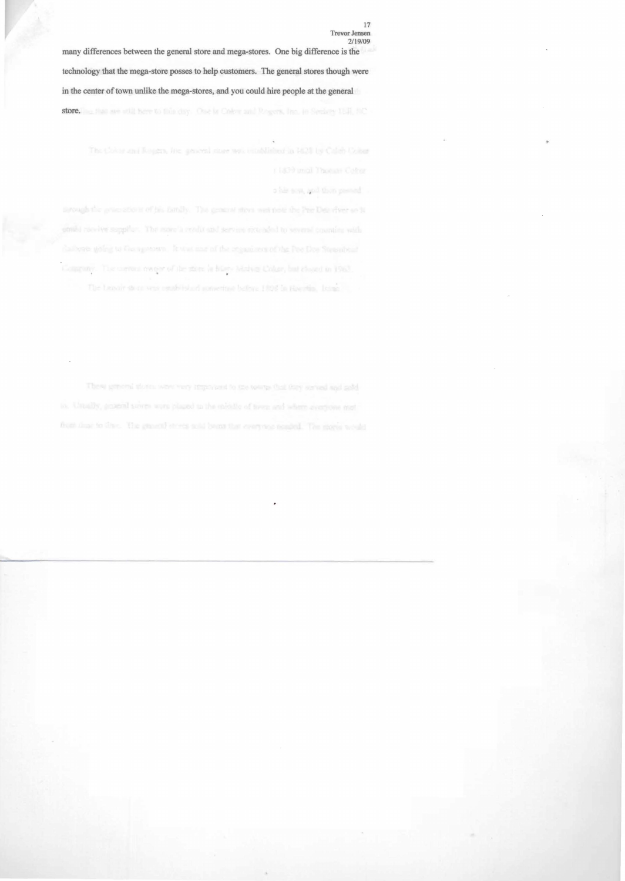many differences between the general store and mega-stores. One big difference is the technology that the mega-store posses to help customers. The general stores though were in the center of town unlike the mega-stores, and you could hire people at the general store.